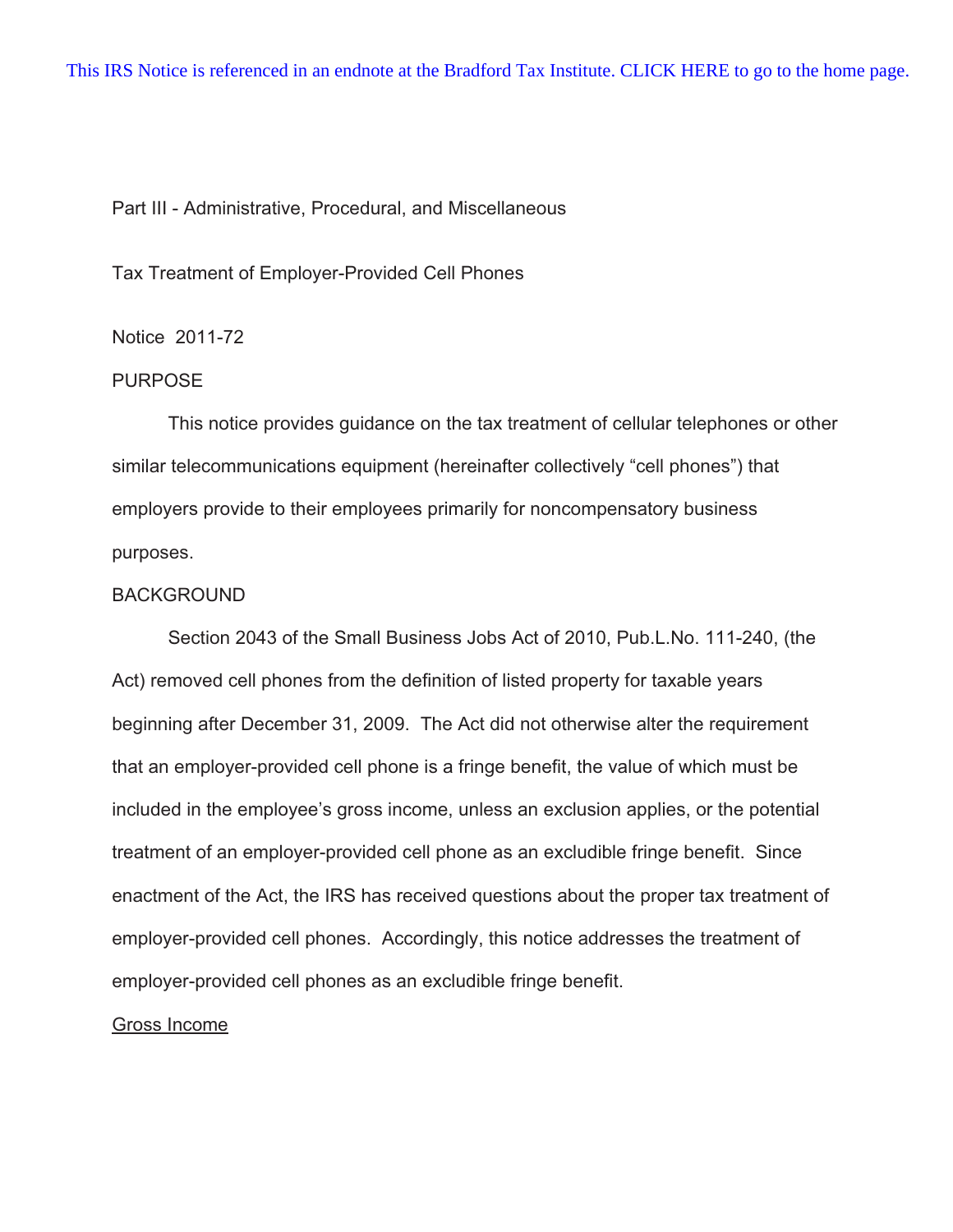This IRS Notice is referenced in an endnote at the Bradford Tax Institute. CLICK HERE to go to the home page.

Part III - Administrative, Procedural, and Miscellaneous

Tax Treatment of Employer-Provided Cell Phones

Notice 2011-72

## PURPOSE

This notice provides guidance on the tax treatment of cellular telephones or other similar telecommunications equipment (hereinafter collectively "cell phones") that employers provide to their employees primarily for noncompensatory business purposes.

## BACKGROUND

Section 2043 of the Small Business Jobs Act of 2010, Pub.L.No. 111-240, (the Act) removed cell phones from the definition of listed property for taxable years beginning after December 31, 2009. The Act did not otherwise alter the requirement that an employer-provided cell phone is a fringe benefit, the value of which must be included in the employee's gross income, unless an exclusion applies, or the potential treatment of an employer-provided cell phone as an excludible fringe benefit. Since enactment of the Act, the IRS has received questions about the proper tax treatment of employer-provided cell phones. Accordingly, this notice addresses the treatment of employer-provided cell phones as an excludible fringe benefit.

### Gross Income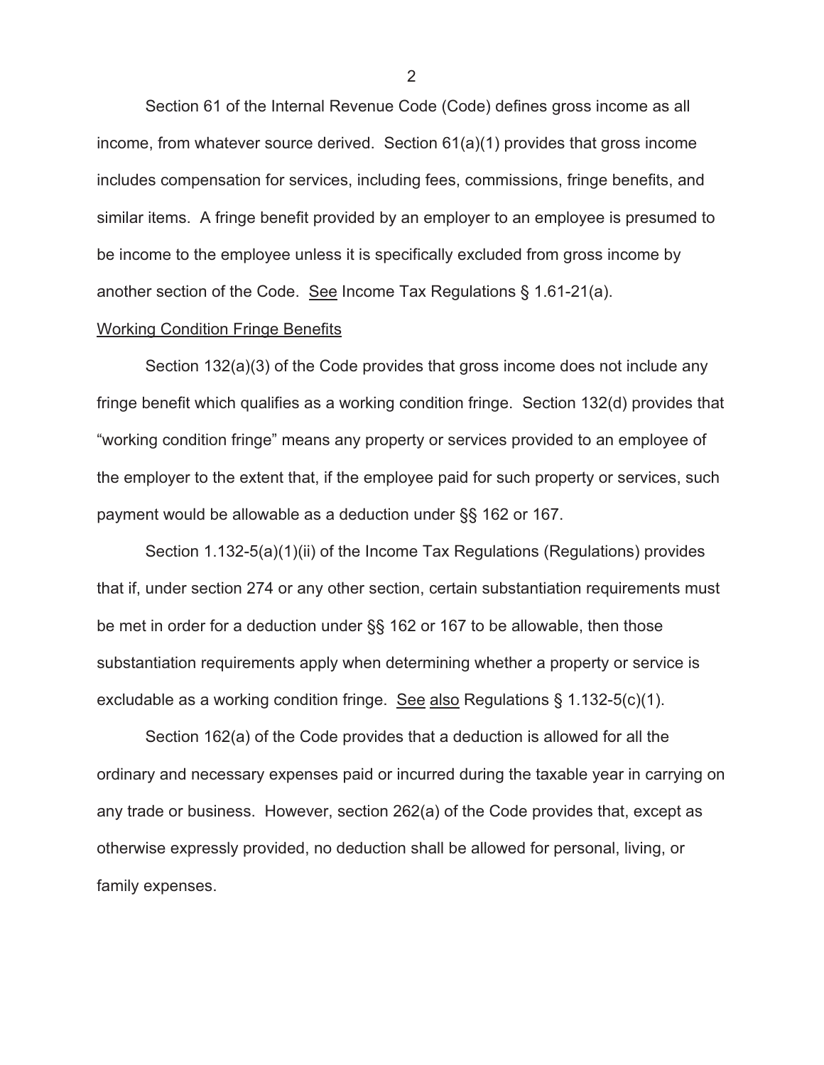Section 61 of the Internal Revenue Code (Code) defines gross income as all income, from whatever source derived. Section 61(a)(1) provides that gross income includes compensation for services, including fees, commissions, fringe benefits, and similar items. A fringe benefit provided by an employer to an employee is presumed to be income to the employee unless it is specifically excluded from gross income by another section of the Code. See Income Tax Regulations § 1.61-21(a).

Working Condition Fringe Benefits

Section 132(a)(3) of the Code provides that gross income does not include any fringe benefit which qualifies as a working condition fringe. Section 132(d) provides that "working condition fringe" means any property or services provided to an employee of the employer to the extent that, if the employee paid for such property or services, such payment would be allowable as a deduction under §§ 162 or 167.

Section 1.132-5(a)(1)(ii) of the Income Tax Regulations (Regulations) provides that if, under section 274 or any other section, certain substantiation requirements must be met in order for a deduction under §§ 162 or 167 to be allowable, then those substantiation requirements apply when determining whether a property or service is excludable as a working condition fringe. See also Regulations § 1.132-5(c)(1).

Section 162(a) of the Code provides that a deduction is allowed for all the ordinary and necessary expenses paid or incurred during the taxable year in carrying on any trade or business. However, section 262(a) of the Code provides that, except as otherwise expressly provided, no deduction shall be allowed for personal, living, or family expenses.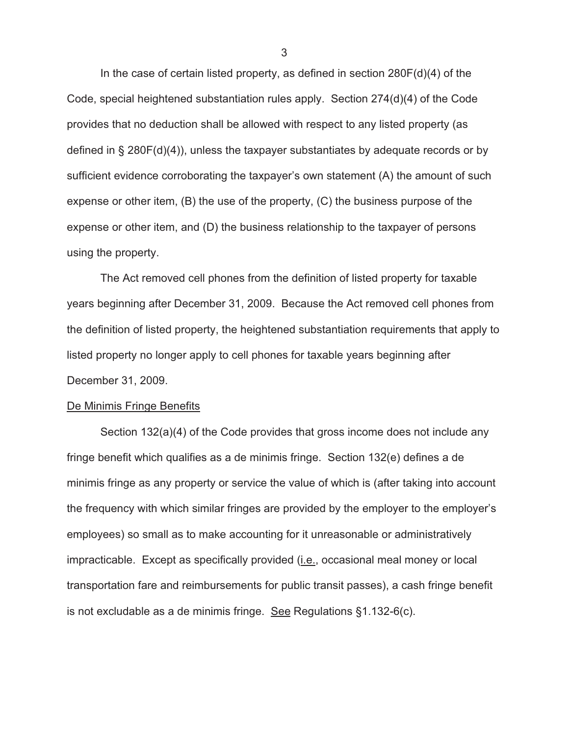In the case of certain listed property, as defined in section 280F(d)(4) of the Code, special heightened substantiation rules apply. Section 274(d)(4) of the Code provides that no deduction shall be allowed with respect to any listed property (as defined in § 280F(d)(4)), unless the taxpayer substantiates by adequate records or by sufficient evidence corroborating the taxpayer's own statement (A) the amount of such expense or other item, (B) the use of the property, (C) the business purpose of the expense or other item, and (D) the business relationship to the taxpayer of persons using the property.

The Act removed cell phones from the definition of listed property for taxable years beginning after December 31, 2009. Because the Act removed cell phones from the definition of listed property, the heightened substantiation requirements that apply to listed property no longer apply to cell phones for taxable years beginning after December 31, 2009.

<u>De Minimis Fringe Benefits</u>

Section 132(a)(4) of the Code provides that gross income does not include any fringe benefit which qualifies as a de minimis fringe. Section 132(e) defines a de minimis fringe as any property or service the value of which is (after taking into account the frequency with which similar fringes are provided by the employer to the employer's employees) so small as to make accounting for it unreasonable or administratively impracticable. Except as specifically provided (<u>i.e.</u>, occasional meal money or local transportation fare and reimbursements for public transit passes), a cash fringe benefit is not excludable as a de minimis fringe. <u>See</u> Regulations §1.132-6(c).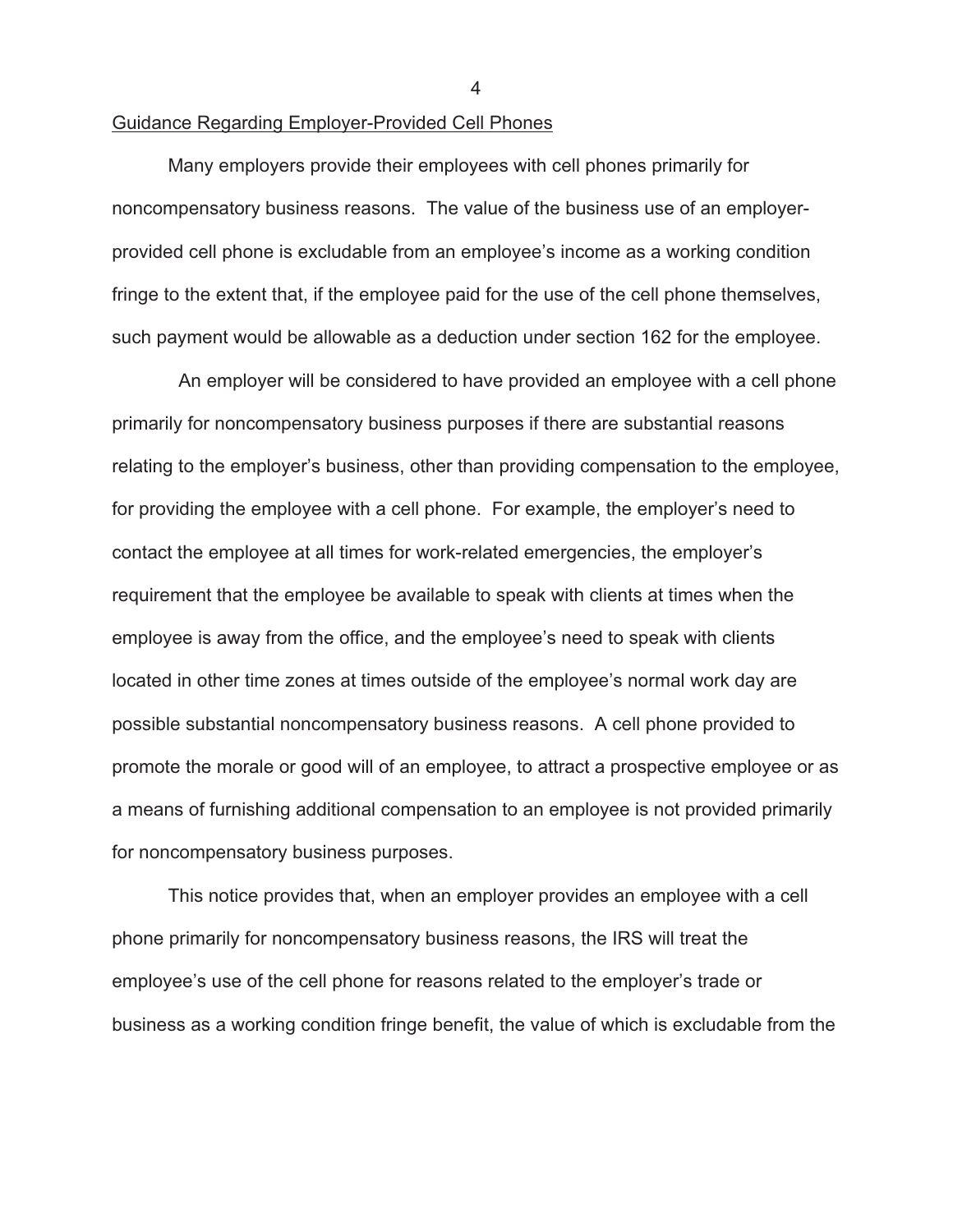Guidance Regarding Employer-Provided Cell Phones

Many employers provide their employees with cell phones primarily for noncompensatory business reasons. The value of the business use of an employer-provided cell phone is excludable from an employee's income as a working condition fringe to the extent that, if the employee paid for the use of the cell phone themselves, such payment would be allowable as a deduction under section 162 for the employee.

An employer will be considered to have provided an employee with a cell phone primarily for noncompensatory business purposes if there are substantial reasons relating to the employer's business, other than providing compensation to the employee, for providing the employee with a cell phone. For example, the employer's need to contact the employee at all times for work-related emergencies, the employer's requirement that the employee be available to speak with clients at times when the employee is away from the office, and the employee's need to speak with clients located in other time zones at times outside of the employee's normal work day are possible substantial noncompensatory business reasons. A cell phone provided to promote the morale or good will of an employee, to attract a prospective employee or as a means of furnishing additional compensation to an employee is not provided primarily for noncompensatory business purposes.

This notice provides that, when an employer provides an employee with a cell phone primarily for noncompensatory business reasons, the IRS will treat the employee's use of the cell phone for reasons related to the employer's trade or business as a working condition fringe benefit, the value of which is excludable from the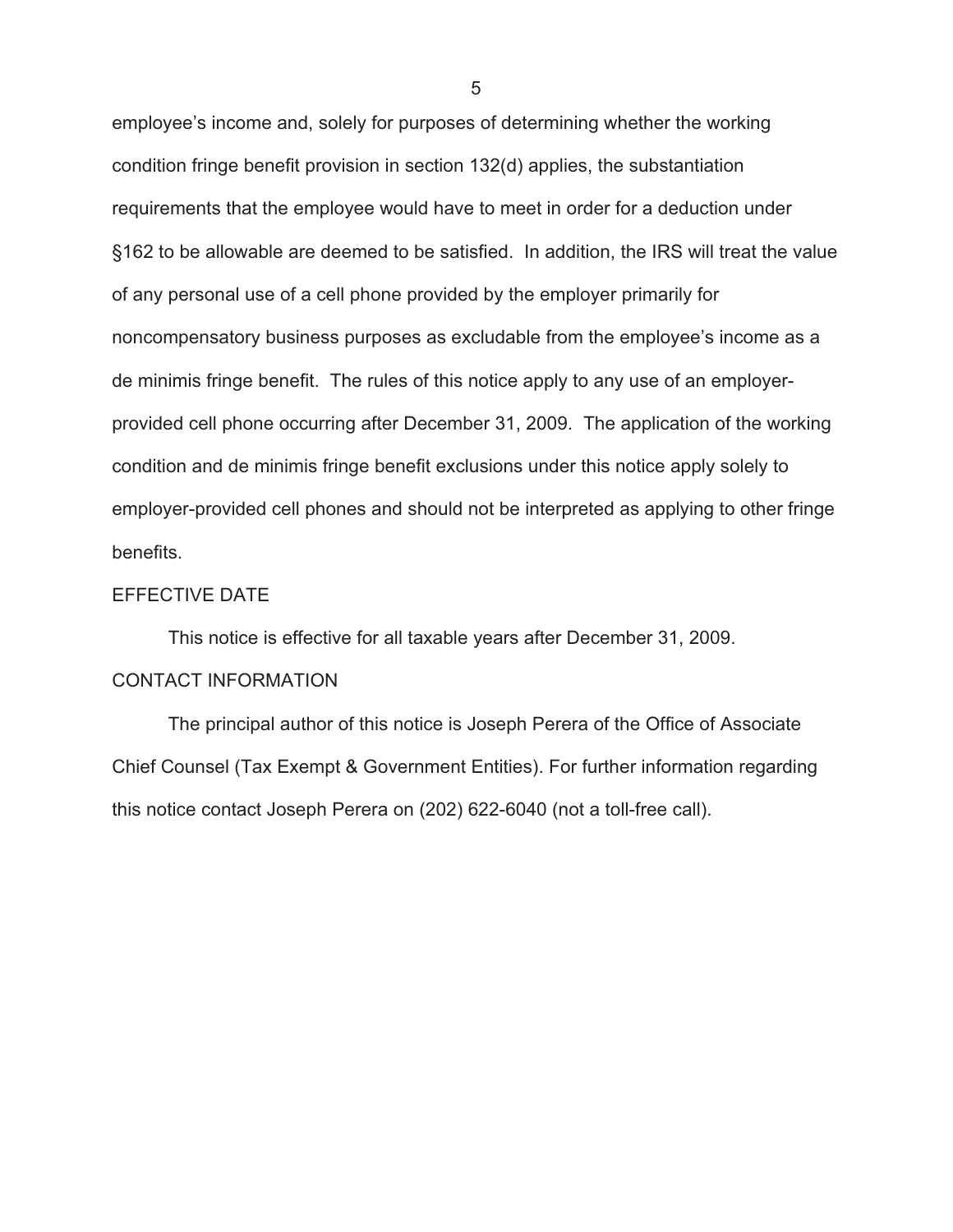employee's income and, solely for purposes of determining whether the working condition fringe benefit provision in section 132(d) applies, the substantiation requirements that the employee would have to meet in order for a deduction under §162 to be allowable are deemed to be satisfied. In addition, the IRS will treat the value of any personal use of a cell phone provided by the employer primarily for noncompensatory business purposes as excludable from the employee's income as a de minimis fringe benefit. The rules of this notice apply to any use of an employer-provided cell phone occurring after December 31, 2009. The application of the working condition and de minimis fringe benefit exclusions under this notice apply solely to employer-provided cell phones and should not be interpreted as applying to other fringe benefits.

## EFFECTIVE DATE

This notice is effective for all taxable years after December 31, 2009.

## CONTACT INFORMATION

The principal author of this notice is Joseph Perera of the Office of Associate Chief Counsel (Tax Exempt & Government Entities). For further information regarding this notice contact Joseph Perera on (202) 622-6040 (not a toll-free call).